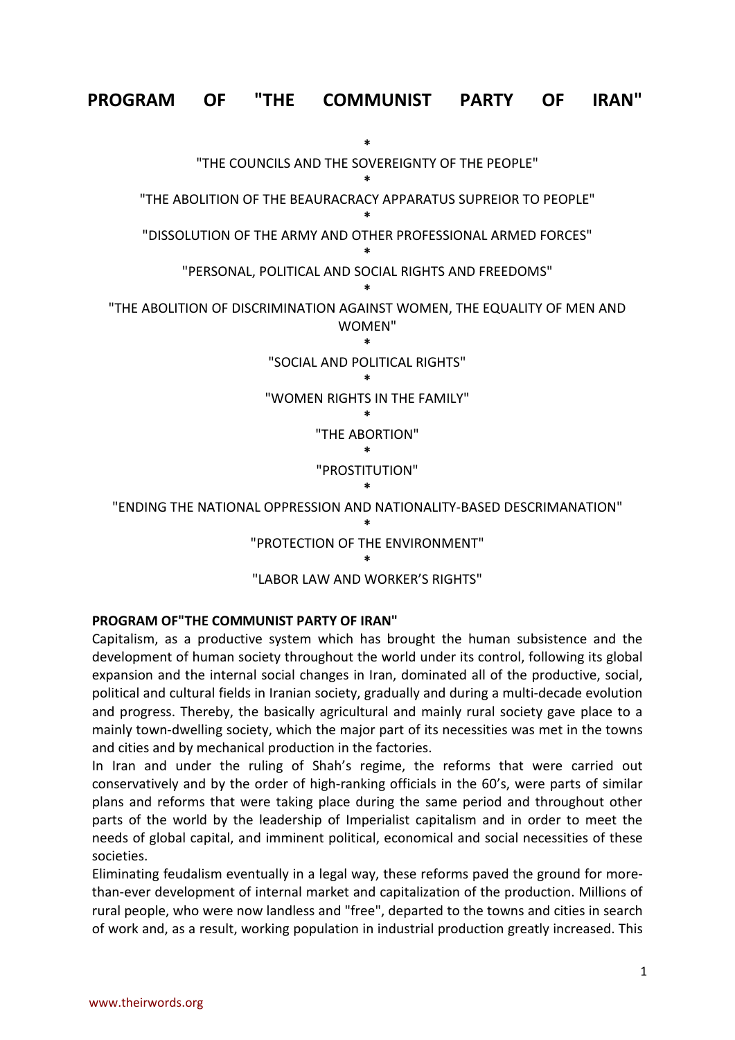# PROGRAM OF "THE COMMUNIST PARTY OF IRAN"

*

"THE COUNCILS AND THE SOVEREIGNTY OF THE PEOPLE"

*

"THE ABOLITION OF THE BEAURACRACY APPARATUS SUPREIOR TO PEOPLE"

*

"DISSOLUTION OF THE ARMY AND OTHER PROFESSIONAL ARMED FORCES"

*

"PERSONAL, POLITICAL AND SOCIAL RIGHTS AND FREEDOMS"

*

"THE ABOLITION OF DISCRIMINATION AGAINST WOMEN, THE EQUALITY OF MEN AND WOMEN"

*

"SOCIAL AND POLITICAL RIGHTS"

*

"WOMEN RIGHTS IN THE FAMILY"

*

"THE ABORTION"

*

"PROSTITUTION"

*

"ENDING THE NATIONAL OPPRESSION AND NATIONALITY-BASED DESCRIMANATION"

*

"PROTECTION OF THE ENVIRONMENT"

*

"LABOR LAW AND WORKER'S RIGHTS"

**PROGRAM OF"THE COMMUNIST PARTY OF IRAN"**

Capitalism, as a productive system which has brought the human subsistence and the development of human society throughout the world under its control, following its global expansion and the internal social changes in Iran, dominated all of the productive, social, political and cultural fields in Iranian society, gradually and during a multi-decade evolution and progress. Thereby, the basically agricultural and mainly rural society gave place to a mainly town-dwelling society, which the major part of its necessities was met in the towns and cities and by mechanical production in the factories.

In Iran and under the ruling of Shah's regime, the reforms that were carried out conservatively and by the order of high-ranking officials in the 60's, were parts of similar plans and reforms that were taking place during the same period and throughout other parts of the world by the leadership of Imperialist capitalism and in order to meet the needs of global capital, and imminent political, economical and social necessities of these societies.

Eliminating feudalism eventually in a legal way, these reforms paved the ground for more-than-ever development of internal market and capitalization of the production. Millions of rural people, who were now landless and "free", departed to the towns and cities in search of work and, as a result, working population in industrial production greatly increased. This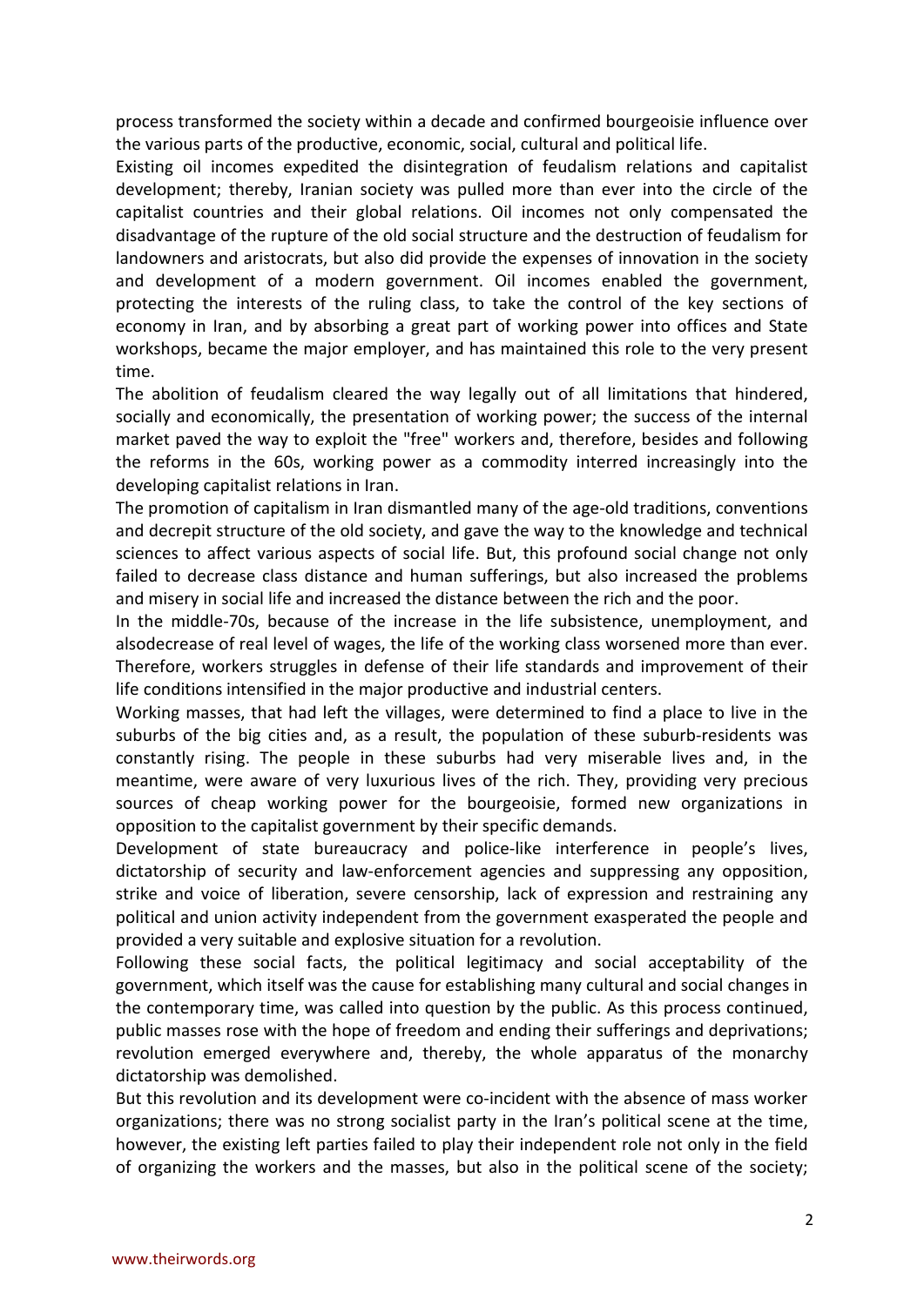process transformed the society within a decade and confirmed bourgeoisie influence over the various parts of the productive, economic, social, cultural and political life.

Existing oil incomes expedited the disintegration of feudalism relations and capitalist development; thereby, Iranian society was pulled more than ever into the circle of the capitalist countries and their global relations. Oil incomes not only compensated the disadvantage of the rupture of the old social structure and the destruction of feudalism for landowners and aristocrats, but also did provide the expenses of innovation in the society and development of a modern government. Oil incomes enabled the government, protecting the interests of the ruling class, to take the control of the key sections of economy in Iran, and by absorbing a great part of working power into offices and State workshops, became the major employer, and has maintained this role to the very present time.

The abolition of feudalism cleared the way legally out of all limitations that hindered, socially and economically, the presentation of working power; the success of the internal market paved the way to exploit the "free" workers and, therefore, besides and following the reforms in the 60s, working power as a commodity interred increasingly into the developing capitalist relations in Iran.

The promotion of capitalism in Iran dismantled many of the age-old traditions, conventions and decrepit structure of the old society, and gave the way to the knowledge and technical sciences to affect various aspects of social life. But, this profound social change not only failed to decrease class distance and human sufferings, but also increased the problems and misery in social life and increased the distance between the rich and the poor.

In the middle-70s, because of the increase in the life subsistence, unemployment, and alsodecrease of real level of wages, the life of the working class worsened more than ever. Therefore, workers struggles in defense of their life standards and improvement of their life conditions intensified in the major productive and industrial centers.

Working masses, that had left the villages, were determined to find a place to live in the suburbs of the big cities and, as a result, the population of these suburb-residents was constantly rising. The people in these suburbs had very miserable lives and, in the meantime, were aware of very luxurious lives of the rich. They, providing very precious sources of cheap working power for the bourgeoisie, formed new organizations in opposition to the capitalist government by their specific demands.

Development of state bureaucracy and police-like interference in people's lives, dictatorship of security and law-enforcement agencies and suppressing any opposition, strike and voice of liberation, severe censorship, lack of expression and restraining any political and union activity independent from the government exasperated the people and provided a very suitable and explosive situation for a revolution.

Following these social facts, the political legitimacy and social acceptability of the government, which itself was the cause for establishing many cultural and social changes in the contemporary time, was called into question by the public. As this process continued, public masses rose with the hope of freedom and ending their sufferings and deprivations; revolution emerged everywhere and, thereby, the whole apparatus of the monarchy dictatorship was demolished.

But this revolution and its development were co-incident with the absence of mass worker organizations; there was no strong socialist party in the Iran's political scene at the time, however, the existing left parties failed to play their independent role not only in the field of organizing the workers and the masses, but also in the political scene of the society;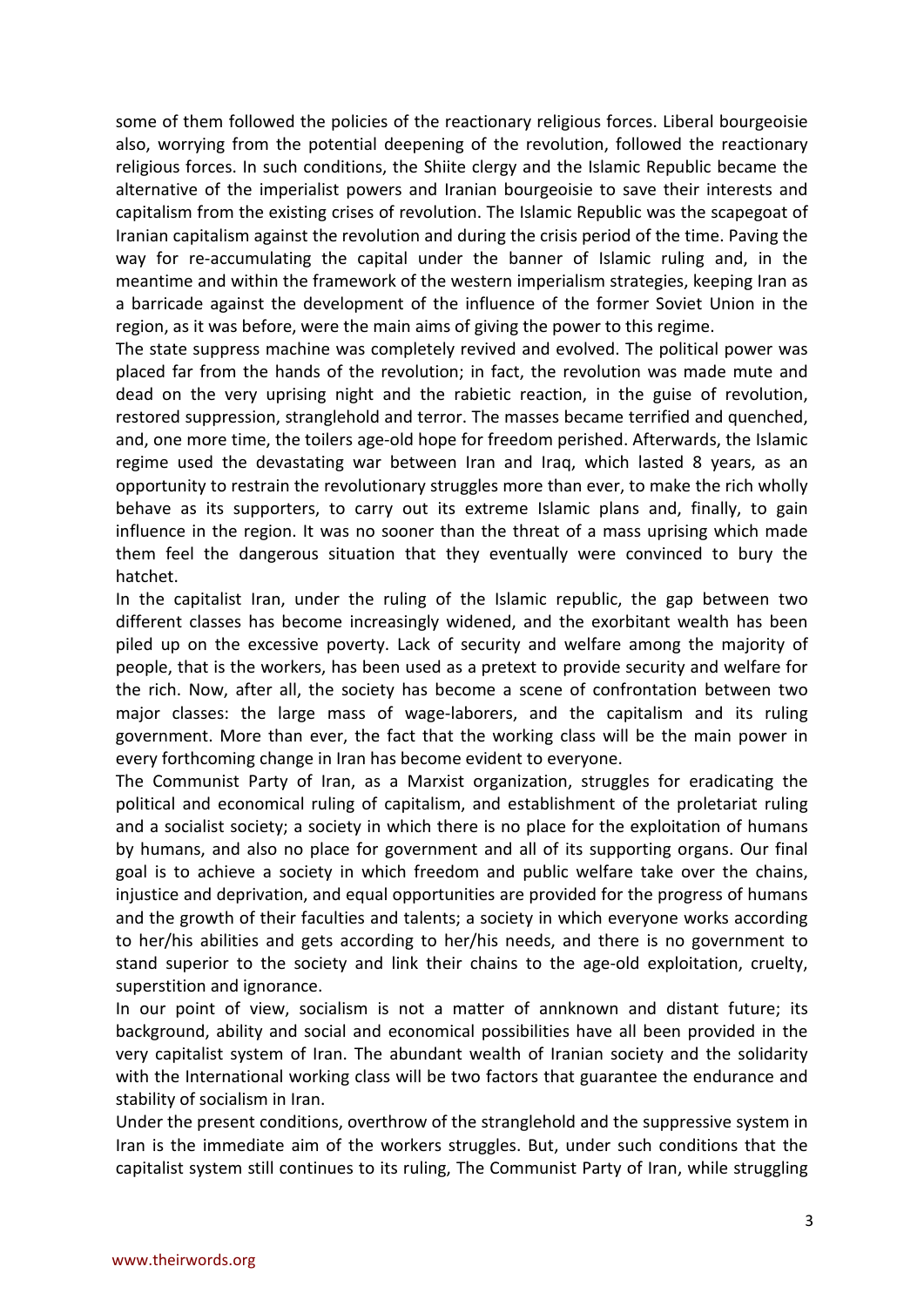some of them followed the policies of the reactionary religious forces. Liberal bourgeoisie also, worrying from the potential deepening of the revolution, followed the reactionary religious forces. In such conditions, the Shiite clergy and the Islamic Republic became the alternative of the imperialist powers and Iranian bourgeoisie to save their interests and capitalism from the existing crises of revolution. The Islamic Republic was the scapegoat of Iranian capitalism against the revolution and during the crisis period of the time. Paving the way for re-accumulating the capital under the banner of Islamic ruling and, in the meantime and within the framework of the western imperialism strategies, keeping Iran as a barricade against the development of the influence of the former Soviet Union in the region, as it was before, were the main aims of giving the power to this regime.

The state suppress machine was completely revived and evolved. The political power was placed far from the hands of the revolution; in fact, the revolution was made mute and dead on the very uprising night and the rabietic reaction, in the guise of revolution, restored suppression, stranglehold and terror. The masses became terrified and quenched, and, one more time, the toilers age-old hope for freedom perished. Afterwards, the Islamic regime used the devastating war between Iran and Iraq, which lasted 8 years, as an opportunity to restrain the revolutionary struggles more than ever, to make the rich wholly behave as its supporters, to carry out its extreme Islamic plans and, finally, to gain influence in the region. It was no sooner than the threat of a mass uprising which made them feel the dangerous situation that they eventually were convinced to bury the hatchet.

In the capitalist Iran, under the ruling of the Islamic republic, the gap between two different classes has become increasingly widened, and the exorbitant wealth has been piled up on the excessive poverty. Lack of security and welfare among the majority of people, that is the workers, has been used as a pretext to provide security and welfare for the rich. Now, after all, the society has become a scene of confrontation between two major classes: the large mass of wage-laborers, and the capitalism and its ruling government. More than ever, the fact that the working class will be the main power in every forthcoming change in Iran has become evident to everyone.

The Communist Party of Iran, as a Marxist organization, struggles for eradicating the political and economical ruling of capitalism, and establishment of the proletariat ruling and a socialist society; a society in which there is no place for the exploitation of humans by humans, and also no place for government and all of its supporting organs. Our final goal is to achieve a society in which freedom and public welfare take over the chains, injustice and deprivation, and equal opportunities are provided for the progress of humans and the growth of their faculties and talents; a society in which everyone works according to her/his abilities and gets according to her/his needs, and there is no government to stand superior to the society and link their chains to the age-old exploitation, cruelty, superstition and ignorance.

In our point of view, socialism is not a matter of annknown and distant future; its background, ability and social and economical possibilities have all been provided in the very capitalist system of Iran. The abundant wealth of Iranian society and the solidarity with the International working class will be two factors that guarantee the endurance and stability of socialism in Iran.

Under the present conditions, overthrow of the stranglehold and the suppressive system in Iran is the immediate aim of the workers struggles. But, under such conditions that the capitalist system still continues to its ruling, The Communist Party of Iran, while struggling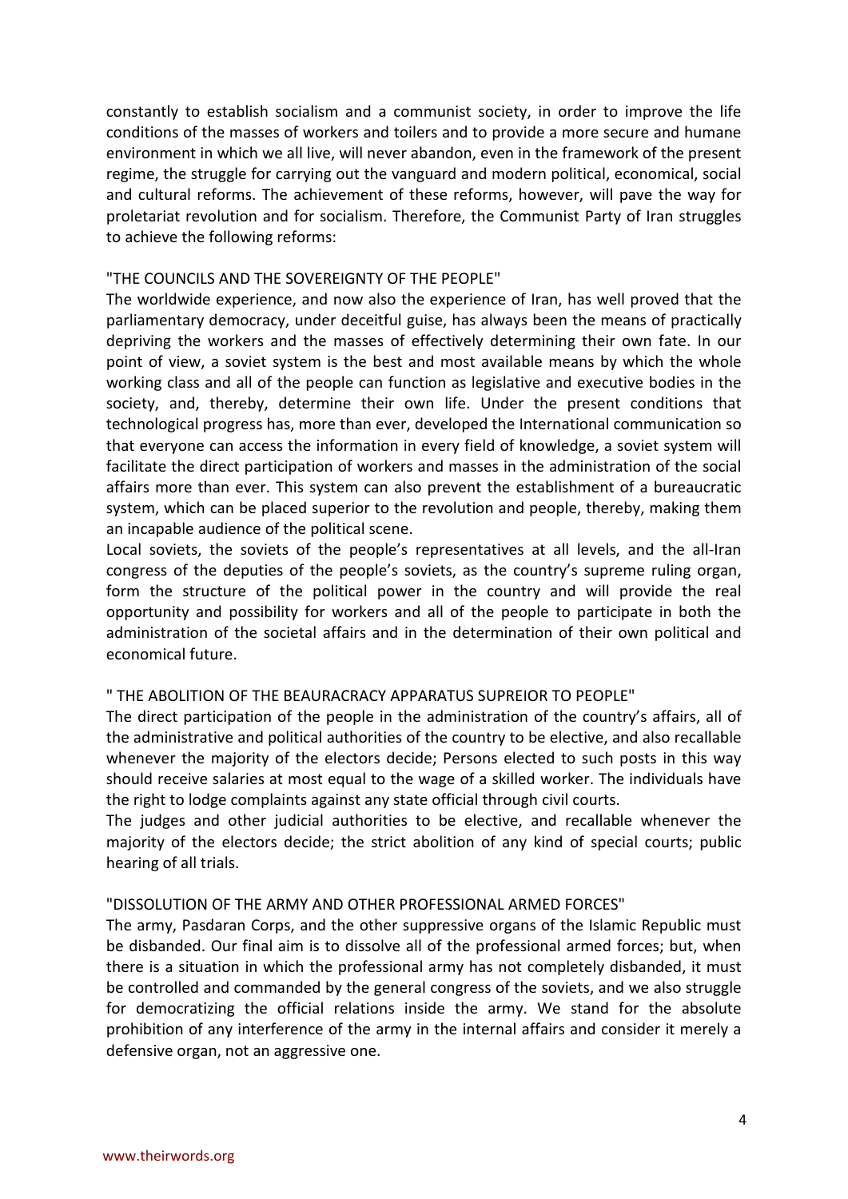constantly to establish socialism and a communist society, in order to improve the life conditions of the masses of workers and toilers and to provide a more secure and humane environment in which we all live, will never abandon, even in the framework of the present regime, the struggle for carrying out the vanguard and modern political, economical, social and cultural reforms. The achievement of these reforms, however, will pave the way for proletariat revolution and for socialism. Therefore, the Communist Party of Iran struggles to achieve the following reforms:

"THE COUNCILS AND THE SOVEREIGNTY OF THE PEOPLE"

The worldwide experience, and now also the experience of Iran, has well proved that the parliamentary democracy, under deceitful guise, has always been the means of practically depriving the workers and the masses of effectively determining their own fate. In our point of view, a soviet system is the best and most available means by which the whole working class and all of the people can function as legislative and executive bodies in the society, and, thereby, determine their own life. Under the present conditions that technological progress has, more than ever, developed the International communication so that everyone can access the information in every field of knowledge, a soviet system will facilitate the direct participation of workers and masses in the administration of the social affairs more than ever. This system can also prevent the establishment of a bureaucratic system, which can be placed superior to the revolution and people, thereby, making them an incapable audience of the political scene.

Local soviets, the soviets of the people's representatives at all levels, and the all-Iran congress of the deputies of the people's soviets, as the country's supreme ruling organ, form the structure of the political power in the country and will provide the real opportunity and possibility for workers and all of the people to participate in both the administration of the societal affairs and in the determination of their own political and economical future.

" THE ABOLITION OF THE BEAURACRACY APPARATUS SUPREIOR TO PEOPLE"

The direct participation of the people in the administration of the country's affairs, all of the administrative and political authorities of the country to be elective, and also recallable whenever the majority of the electors decide; Persons elected to such posts in this way should receive salaries at most equal to the wage of a skilled worker. The individuals have the right to lodge complaints against any state official through civil courts.

The judges and other judicial authorities to be elective, and recallable whenever the majority of the electors decide; the strict abolition of any kind of special courts; public hearing of all trials.

"DISSOLUTION OF THE ARMY AND OTHER PROFESSIONAL ARMED FORCES"

The army, Pasdaran Corps, and the other suppressive organs of the Islamic Republic must be disbanded. Our final aim is to dissolve all of the professional armed forces; but, when there is a situation in which the professional army has not completely disbanded, it must be controlled and commanded by the general congress of the soviets, and we also struggle for democratizing the official relations inside the army. We stand for the absolute prohibition of any interference of the army in the internal affairs and consider it merely a defensive organ, not an aggressive one.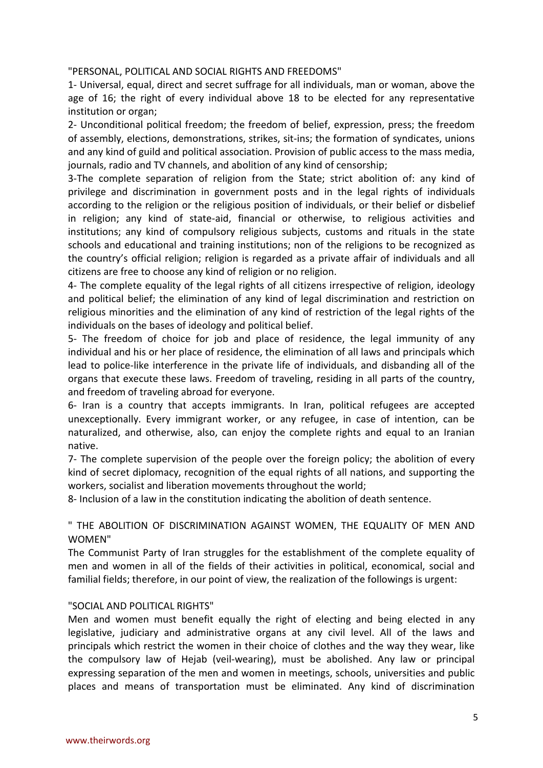"PERSONAL, POLITICAL AND SOCIAL RIGHTS AND FREEDOMS"

1- Universal, equal, direct and secret suffrage for all individuals, man or woman, above the age of 16; the right of every individual above 18 to be elected for any representative institution or organ;

2- Unconditional political freedom; the freedom of belief, expression, press; the freedom of assembly, elections, demonstrations, strikes, sit-ins; the formation of syndicates, unions and any kind of guild and political association. Provision of public access to the mass media, journals, radio and TV channels, and abolition of any kind of censorship;

3-The complete separation of religion from the State; strict abolition of: any kind of privilege and discrimination in government posts and in the legal rights of individuals according to the religion or the religious position of individuals, or their belief or disbelief in religion; any kind of state-aid, financial or otherwise, to religious activities and institutions; any kind of compulsory religious subjects, customs and rituals in the state schools and educational and training institutions; non of the religions to be recognized as the country's official religion; religion is regarded as a private affair of individuals and all citizens are free to choose any kind of religion or no religion.

4- The complete equality of the legal rights of all citizens irrespective of religion, ideology and political belief; the elimination of any kind of legal discrimination and restriction on religious minorities and the elimination of any kind of restriction of the legal rights of the individuals on the bases of ideology and political belief.

5- The freedom of choice for job and place of residence, the legal immunity of any individual and his or her place of residence, the elimination of all laws and principals which lead to police-like interference in the private life of individuals, and disbanding all of the organs that execute these laws. Freedom of traveling, residing in all parts of the country, and freedom of traveling abroad for everyone.

6- Iran is a country that accepts immigrants. In Iran, political refugees are accepted unexceptionally. Every immigrant worker, or any refugee, in case of intention, can be naturalized, and otherwise, also, can enjoy the complete rights and equal to an Iranian native.

7- The complete supervision of the people over the foreign policy; the abolition of every kind of secret diplomacy, recognition of the equal rights of all nations, and supporting the workers, socialist and liberation movements throughout the world;

8- Inclusion of a law in the constitution indicating the abolition of death sentence.

" THE ABOLITION OF DISCRIMINATION AGAINST WOMEN, THE EQUALITY OF MEN AND WOMEN"

The Communist Party of Iran struggles for the establishment of the complete equality of men and women in all of the fields of their activities in political, economical, social and familial fields; therefore, in our point of view, the realization of the followings is urgent:

"SOCIAL AND POLITICAL RIGHTS"

Men and women must benefit equally the right of electing and being elected in any legislative, judiciary and administrative organs at any civil level. All of the laws and principals which restrict the women in their choice of clothes and the way they wear, like the compulsory law of Hejab (veil-wearing), must be abolished. Any law or principal expressing separation of the men and women in meetings, schools, universities and public places and means of transportation must be eliminated. Any kind of discrimination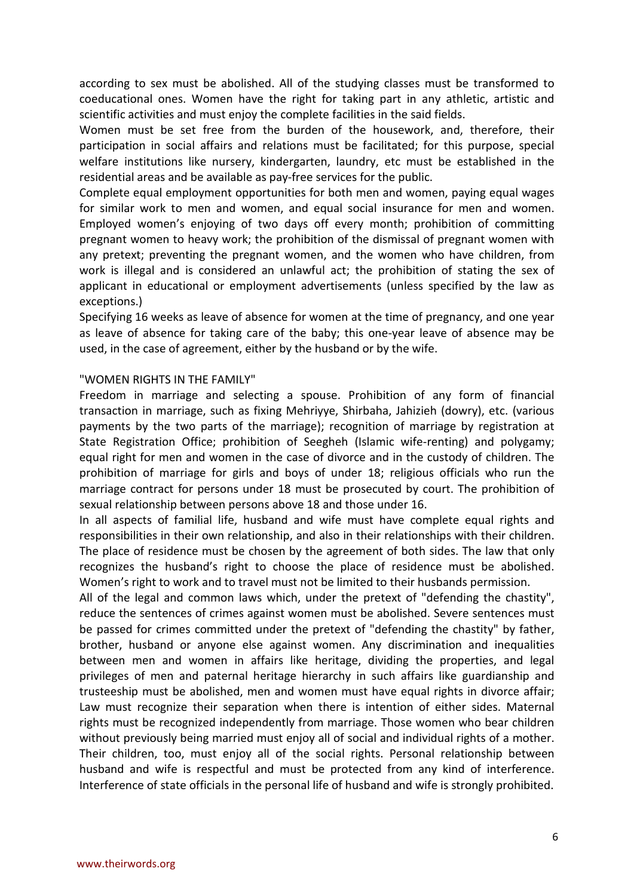according to sex must be abolished. All of the studying classes must be transformed to coeducational ones. Women have the right for taking part in any athletic, artistic and scientific activities and must enjoy the complete facilities in the said fields.

Women must be set free from the burden of the housework, and, therefore, their participation in social affairs and relations must be facilitated; for this purpose, special welfare institutions like nursery, kindergarten, laundry, etc must be established in the residential areas and be available as pay-free services for the public.

Complete equal employment opportunities for both men and women, paying equal wages for similar work to men and women, and equal social insurance for men and women. Employed women's enjoying of two days off every month; prohibition of committing pregnant women to heavy work; the prohibition of the dismissal of pregnant women with any pretext; preventing the pregnant women, and the women who have children, from work is illegal and is considered an unlawful act; the prohibition of stating the sex of applicant in educational or employment advertisements (unless specified by the law as exceptions.)

Specifying 16 weeks as leave of absence for women at the time of pregnancy, and one year as leave of absence for taking care of the baby; this one-year leave of absence may be used, in the case of agreement, either by the husband or by the wife.

"WOMEN RIGHTS IN THE FAMILY"

Freedom in marriage and selecting a spouse. Prohibition of any form of financial transaction in marriage, such as fixing Mehriyye, Shirbaha, Jahizieh (dowry), etc. (various payments by the two parts of the marriage); recognition of marriage by registration at State Registration Office; prohibition of Seegheh (Islamic wife-renting) and polygamy; equal right for men and women in the case of divorce and in the custody of children. The prohibition of marriage for girls and boys of under 18; religious officials who run the marriage contract for persons under 18 must be prosecuted by court. The prohibition of sexual relationship between persons above 18 and those under 16.

In all aspects of familial life, husband and wife must have complete equal rights and responsibilities in their own relationship, and also in their relationships with their children. The place of residence must be chosen by the agreement of both sides. The law that only recognizes the husband's right to choose the place of residence must be abolished. Women's right to work and to travel must not be limited to their husbands permission.

All of the legal and common laws which, under the pretext of "defending the chastity", reduce the sentences of crimes against women must be abolished. Severe sentences must be passed for crimes committed under the pretext of "defending the chastity" by father, brother, husband or anyone else against women. Any discrimination and inequalities between men and women in affairs like heritage, dividing the properties, and legal privileges of men and paternal heritage hierarchy in such affairs like guardianship and trusteeship must be abolished, men and women must have equal rights in divorce affair; Law must recognize their separation when there is intention of either sides. Maternal rights must be recognized independently from marriage. Those women who bear children without previously being married must enjoy all of social and individual rights of a mother. Their children, too, must enjoy all of the social rights. Personal relationship between husband and wife is respectful and must be protected from any kind of interference. Interference of state officials in the personal life of husband and wife is strongly prohibited.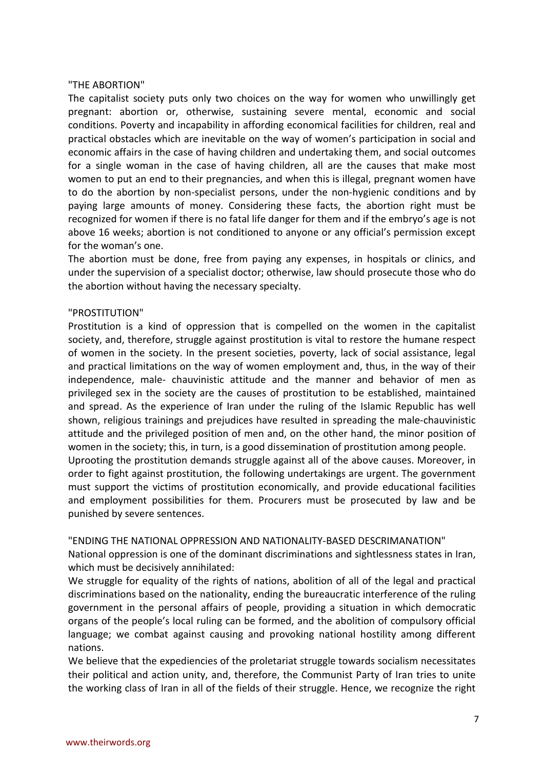"THE ABORTION"

The capitalist society puts only two choices on the way for women who unwillingly get pregnant: abortion or, otherwise, sustaining severe mental, economic and social conditions. Poverty and incapability in affording economical facilities for children, real and practical obstacles which are inevitable on the way of women's participation in social and economic affairs in the case of having children and undertaking them, and social outcomes for a single woman in the case of having children, all are the causes that make most women to put an end to their pregnancies, and when this is illegal, pregnant women have to do the abortion by non-specialist persons, under the non-hygienic conditions and by paying large amounts of money. Considering these facts, the abortion right must be recognized for women if there is no fatal life danger for them and if the embryo's age is not above 16 weeks; abortion is not conditioned to anyone or any official's permission except for the woman's one.

The abortion must be done, free from paying any expenses, in hospitals or clinics, and under the supervision of a specialist doctor; otherwise, law should prosecute those who do the abortion without having the necessary specialty.

"PROSTITUTION"

Prostitution is a kind of oppression that is compelled on the women in the capitalist society, and, therefore, struggle against prostitution is vital to restore the humane respect of women in the society. In the present societies, poverty, lack of social assistance, legal and practical limitations on the way of women employment and, thus, in the way of their independence, male- chauvinistic attitude and the manner and behavior of men as privileged sex in the society are the causes of prostitution to be established, maintained and spread. As the experience of Iran under the ruling of the Islamic Republic has well shown, religious trainings and prejudices have resulted in spreading the male-chauvinistic attitude and the privileged position of men and, on the other hand, the minor position of women in the society; this, in turn, is a good dissemination of prostitution among people.

Uprooting the prostitution demands struggle against all of the above causes. Moreover, in order to fight against prostitution, the following undertakings are urgent. The government must support the victims of prostitution economically, and provide educational facilities and employment possibilities for them. Procurers must be prosecuted by law and be punished by severe sentences.

"ENDING THE NATIONAL OPPRESSION AND NATIONALITY-BASED DESCRIMANATION"

National oppression is one of the dominant discriminations and sightlessness states in Iran, which must be decisively annihilated:

We struggle for equality of the rights of nations, abolition of all of the legal and practical discriminations based on the nationality, ending the bureaucratic interference of the ruling government in the personal affairs of people, providing a situation in which democratic organs of the people's local ruling can be formed, and the abolition of compulsory official language; we combat against causing and provoking national hostility among different nations.

We believe that the expediencies of the proletariat struggle towards socialism necessitates their political and action unity, and, therefore, the Communist Party of Iran tries to unite the working class of Iran in all of the fields of their struggle. Hence, we recognize the right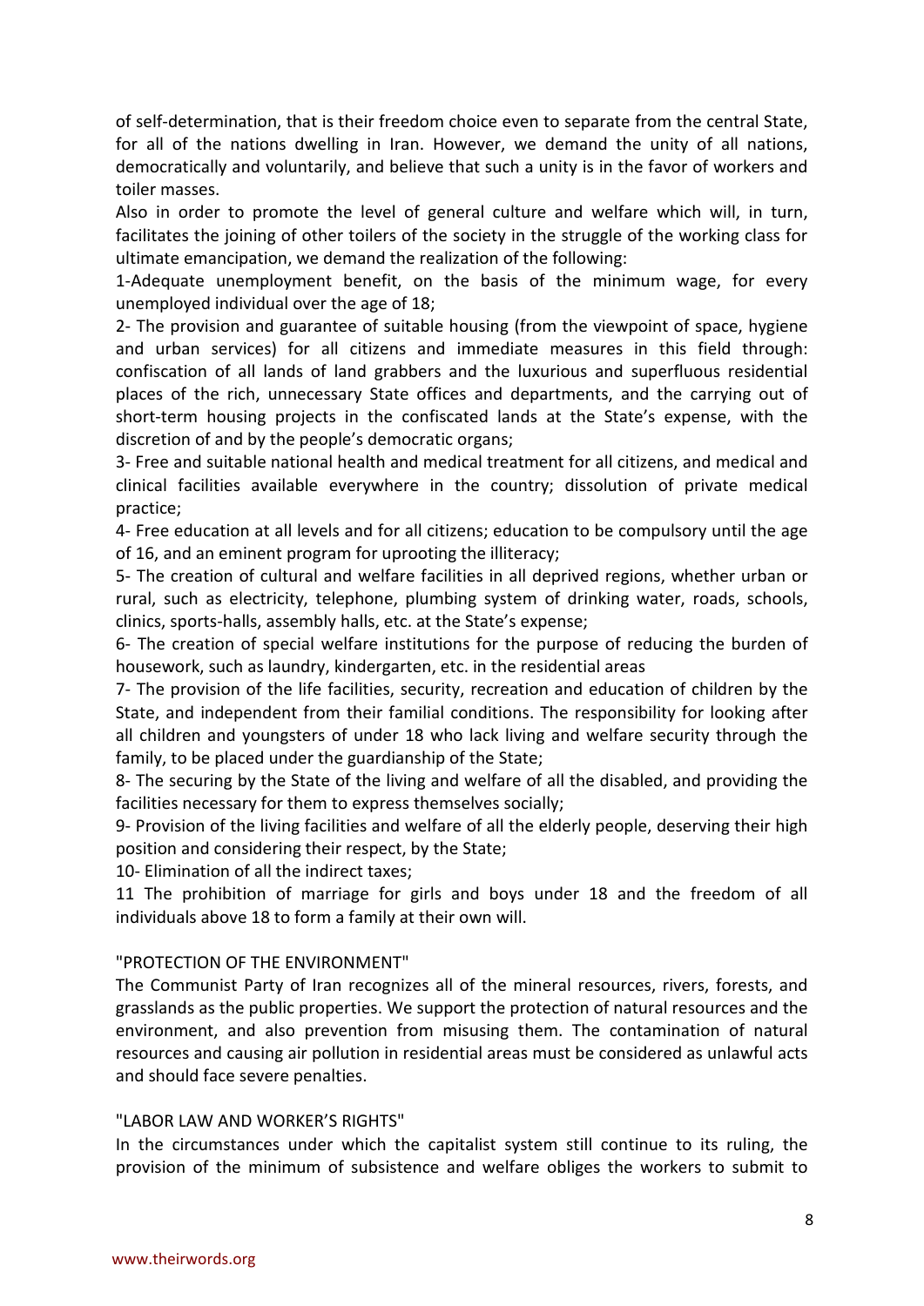of self-determination, that is their freedom choice even to separate from the central State, for all of the nations dwelling in Iran. However, we demand the unity of all nations, democratically and voluntarily, and believe that such a unity is in the favor of workers and toiler masses.

Also in order to promote the level of general culture and welfare which will, in turn, facilitates the joining of other toilers of the society in the struggle of the working class for ultimate emancipation, we demand the realization of the following:

1-Adequate unemployment benefit, on the basis of the minimum wage, for every unemployed individual over the age of 18;

2- The provision and guarantee of suitable housing (from the viewpoint of space, hygiene and urban services) for all citizens and immediate measures in this field through: confiscation of all lands of land grabbers and the luxurious and superfluous residential places of the rich, unnecessary State offices and departments, and the carrying out of short-term housing projects in the confiscated lands at the State's expense, with the discretion of and by the people's democratic organs;

3- Free and suitable national health and medical treatment for all citizens, and medical and clinical facilities available everywhere in the country; dissolution of private medical practice;

4- Free education at all levels and for all citizens; education to be compulsory until the age of 16, and an eminent program for uprooting the illiteracy;

5- The creation of cultural and welfare facilities in all deprived regions, whether urban or rural, such as electricity, telephone, plumbing system of drinking water, roads, schools, clinics, sports-halls, assembly halls, etc. at the State's expense;

6- The creation of special welfare institutions for the purpose of reducing the burden of housework, such as laundry, kindergarten, etc. in the residential areas

7- The provision of the life facilities, security, recreation and education of children by the State, and independent from their familial conditions. The responsibility for looking after all children and youngsters of under 18 who lack living and welfare security through the family, to be placed under the guardianship of the State;

8- The securing by the State of the living and welfare of all the disabled, and providing the facilities necessary for them to express themselves socially;

9- Provision of the living facilities and welfare of all the elderly people, deserving their high position and considering their respect, by the State;

10- Elimination of all the indirect taxes;

11 The prohibition of marriage for girls and boys under 18 and the freedom of all individuals above 18 to form a family at their own will.

"PROTECTION OF THE ENVIRONMENT"

The Communist Party of Iran recognizes all of the mineral resources, rivers, forests, and grasslands as the public properties. We support the protection of natural resources and the environment, and also prevention from misusing them. The contamination of natural resources and causing air pollution in residential areas must be considered as unlawful acts and should face severe penalties.

"LABOR LAW AND WORKER'S RIGHTS"

In the circumstances under which the capitalist system still continue to its ruling, the provision of the minimum of subsistence and welfare obliges the workers to submit to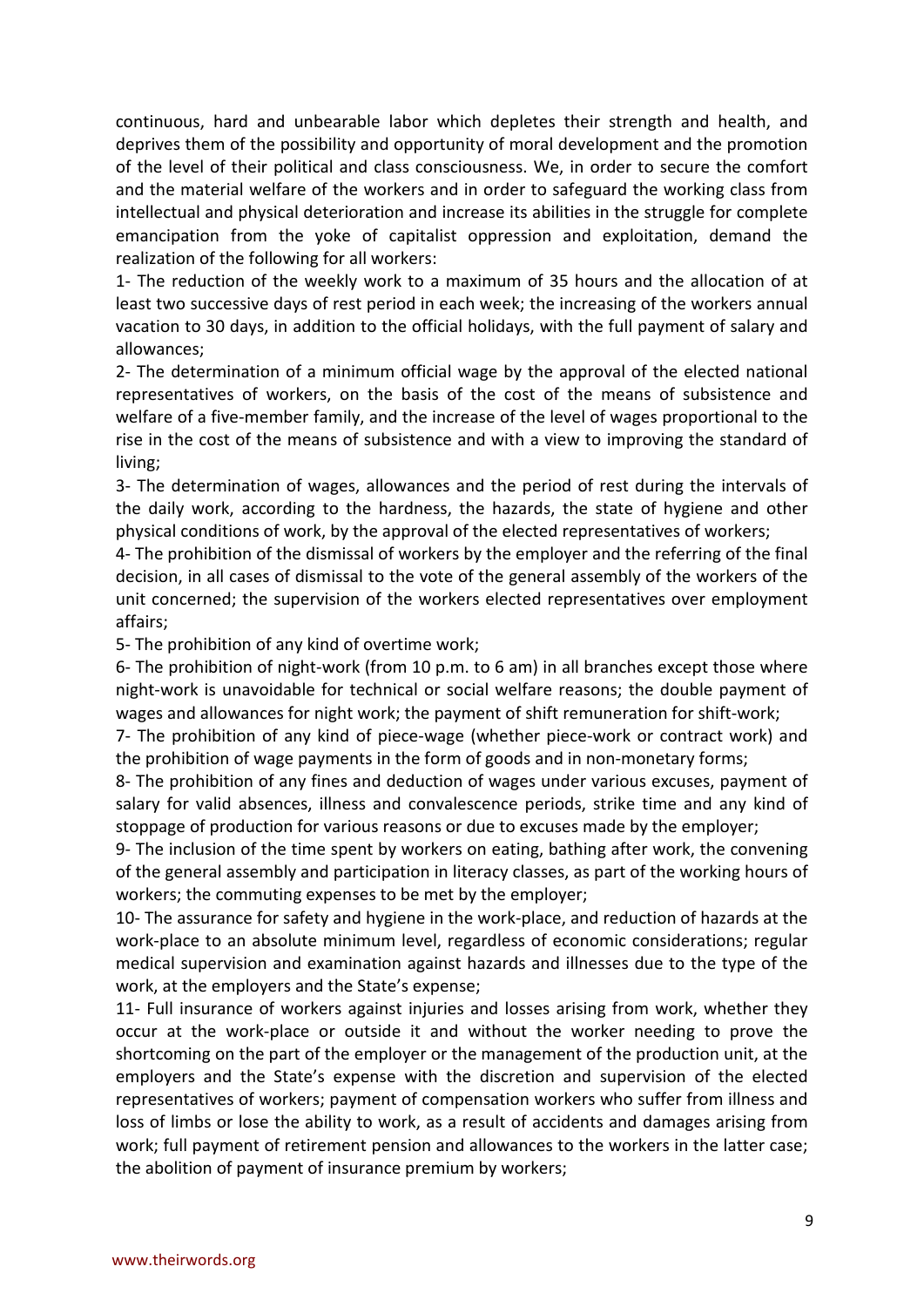continuous, hard and unbearable labor which depletes their strength and health, and deprives them of the possibility and opportunity of moral development and the promotion of the level of their political and class consciousness. We, in order to secure the comfort and the material welfare of the workers and in order to safeguard the working class from intellectual and physical deterioration and increase its abilities in the struggle for complete emancipation from the yoke of capitalist oppression and exploitation, demand the realization of the following for all workers:

1- The reduction of the weekly work to a maximum of 35 hours and the allocation of at least two successive days of rest period in each week; the increasing of the workers annual vacation to 30 days, in addition to the official holidays, with the full payment of salary and allowances;

2- The determination of a minimum official wage by the approval of the elected national representatives of workers, on the basis of the cost of the means of subsistence and welfare of a five-member family, and the increase of the level of wages proportional to the rise in the cost of the means of subsistence and with a view to improving the standard of living;

3- The determination of wages, allowances and the period of rest during the intervals of the daily work, according to the hardness, the hazards, the state of hygiene and other physical conditions of work, by the approval of the elected representatives of workers;

4- The prohibition of the dismissal of workers by the employer and the referring of the final decision, in all cases of dismissal to the vote of the general assembly of the workers of the unit concerned; the supervision of the workers elected representatives over employment affairs;

5- The prohibition of any kind of overtime work;

6- The prohibition of night-work (from 10 p.m. to 6 am) in all branches except those where night-work is unavoidable for technical or social welfare reasons; the double payment of wages and allowances for night work; the payment of shift remuneration for shift-work;

7- The prohibition of any kind of piece-wage (whether piece-work or contract work) and the prohibition of wage payments in the form of goods and in non-monetary forms;

8- The prohibition of any fines and deduction of wages under various excuses, payment of salary for valid absences, illness and convalescence periods, strike time and any kind of stoppage of production for various reasons or due to excuses made by the employer;

9- The inclusion of the time spent by workers on eating, bathing after work, the convening of the general assembly and participation in literacy classes, as part of the working hours of workers; the commuting expenses to be met by the employer;

10- The assurance for safety and hygiene in the work-place, and reduction of hazards at the work-place to an absolute minimum level, regardless of economic considerations; regular medical supervision and examination against hazards and illnesses due to the type of the work, at the employers and the State's expense;

11- Full insurance of workers against injuries and losses arising from work, whether they occur at the work-place or outside it and without the worker needing to prove the shortcoming on the part of the employer or the management of the production unit, at the employers and the State's expense with the discretion and supervision of the elected representatives of workers; payment of compensation workers who suffer from illness and loss of limbs or lose the ability to work, as a result of accidents and damages arising from work; full payment of retirement pension and allowances to the workers in the latter case; the abolition of payment of insurance premium by workers;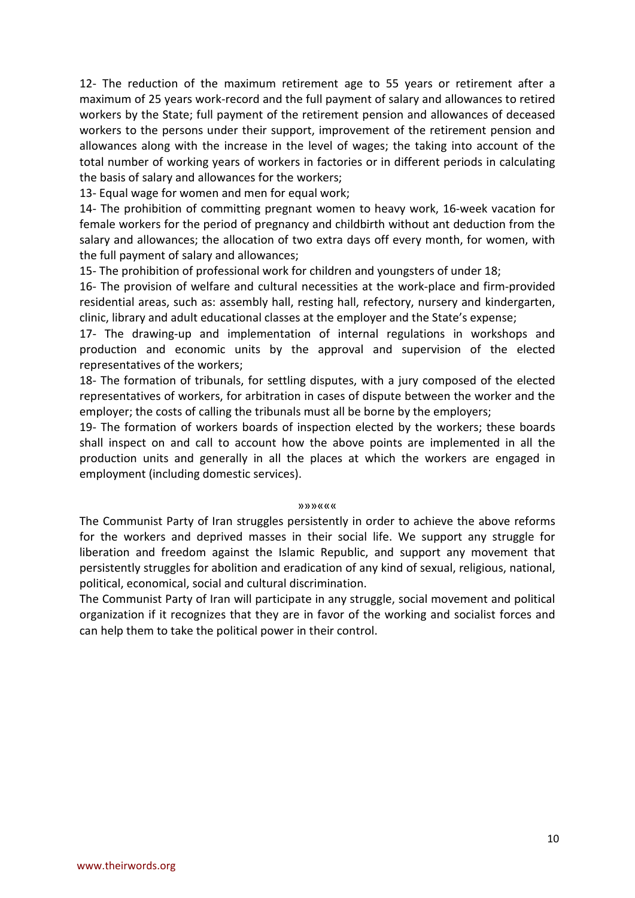12- The reduction of the maximum retirement age to 55 years or retirement after a maximum of 25 years work-record and the full payment of salary and allowances to retired workers by the State; full payment of the retirement pension and allowances of deceased workers to the persons under their support, improvement of the retirement pension and allowances along with the increase in the level of wages; the taking into account of the total number of working years of workers in factories or in different periods in calculating the basis of salary and allowances for the workers;

13- Equal wage for women and men for equal work;

14- The prohibition of committing pregnant women to heavy work, 16-week vacation for female workers for the period of pregnancy and childbirth without ant deduction from the salary and allowances; the allocation of two extra days off every month, for women, with the full payment of salary and allowances;

15- The prohibition of professional work for children and youngsters of under 18;

16- The provision of welfare and cultural necessities at the work-place and firm-provided residential areas, such as: assembly hall, resting hall, refectory, nursery and kindergarten, clinic, library and adult educational classes at the employer and the State's expense;

17- The drawing-up and implementation of internal regulations in workshops and production and economic units by the approval and supervision of the elected representatives of the workers;

18- The formation of tribunals, for settling disputes, with a jury composed of the elected representatives of workers, for arbitration in cases of dispute between the worker and the employer; the costs of calling the tribunals must all be borne by the employers;

19- The formation of workers boards of inspection elected by the workers; these boards shall inspect on and call to account how the above points are implemented in all the production units and generally in all the places at which the workers are engaged in employment (including domestic services).

»»»«««

The Communist Party of Iran struggles persistently in order to achieve the above reforms for the workers and deprived masses in their social life. We support any struggle for liberation and freedom against the Islamic Republic, and support any movement that persistently struggles for abolition and eradication of any kind of sexual, religious, national, political, economical, social and cultural discrimination.

The Communist Party of Iran will participate in any struggle, social movement and political organization if it recognizes that they are in favor of the working and socialist forces and can help them to take the political power in their control.